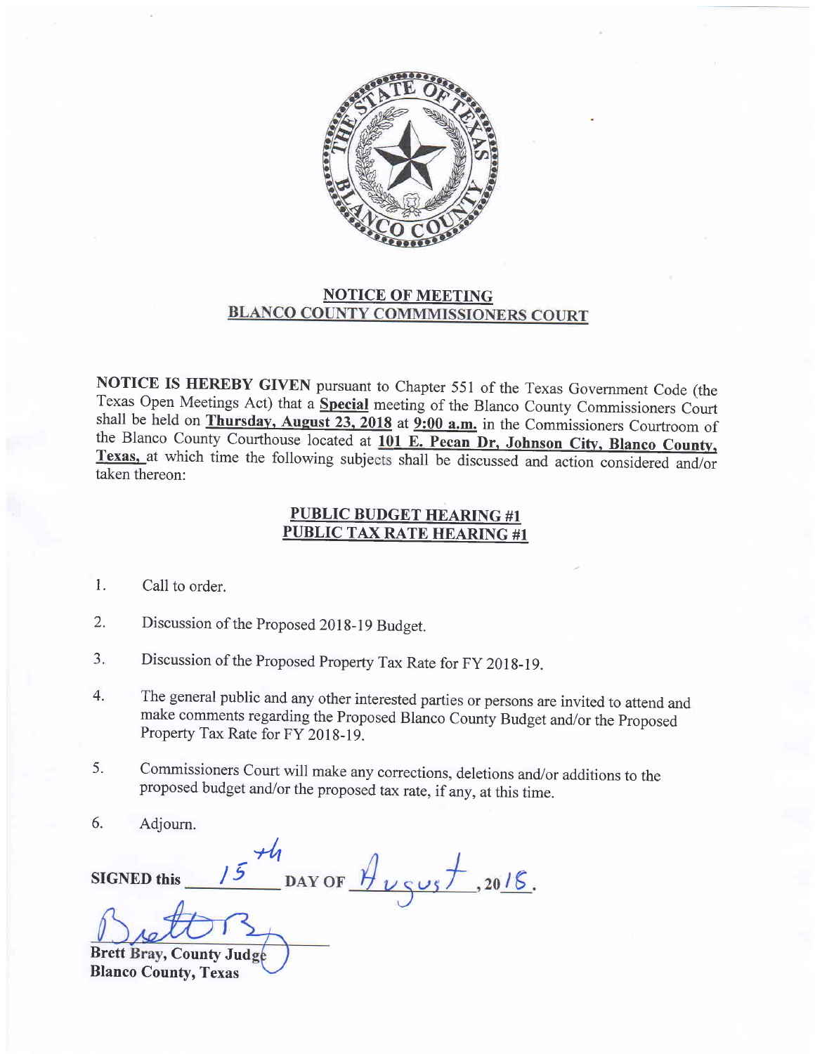## NOTICE OF MEETING
## BLANCO COUNTY COMMMISSIONERS COURT

**NOTICE IS HEREBY GIVEN** pursuant to Chapter 551 of the Texas Government Code (the Texas Open Meetings Act) that a **Special** meeting of the Blanco County Commissioners Court shall be held on **Thursday, August 23, 2018** at **9:00 a.m.** in the Commissioners Courtroom of the Blanco County Courthouse located at **101 E. Pecan Dr, Johnson City, Blanco County, Texas,** at which time the following subjects shall be discussed and action considered and/or taken thereon:

### PUBLIC BUDGET HEARING #1
### PUBLIC TAX RATE HEARING #1

1. Call to order.
2. Discussion of the Proposed 2018-19 Budget.
3. Discussion of the Proposed Property Tax Rate for FY 2018-19.
4. The general public and any other interested parties or persons are invited to attend and make comments regarding the Proposed Blanco County Budget and/or the Proposed Property Tax Rate for FY 2018-19.
5. Commissioners Court will make any corrections, deletions and/or additions to the proposed budget and/or the proposed tax rate, if any, at this time.
6. Adjourn.

**SIGNED this** 15th **DAY OF** August, 2018.

**Brett Bray, County Judge**
**Blanco County, Texas**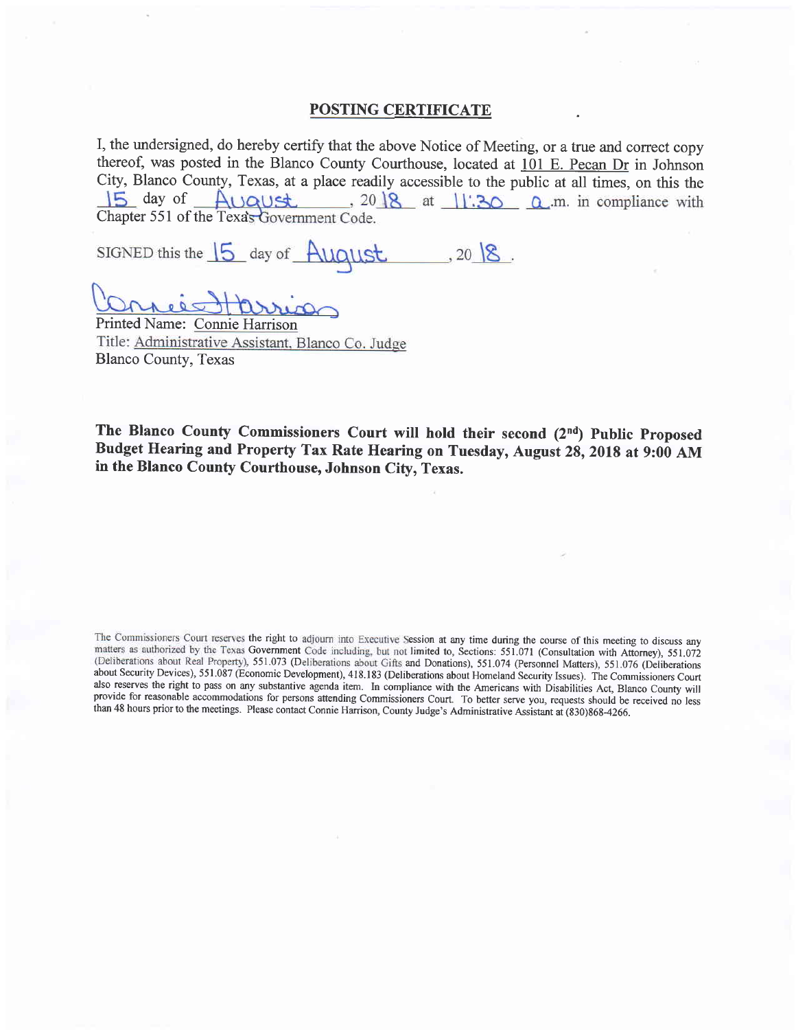## POSTING CERTIFICATE

I, the undersigned, do hereby certify that the above Notice of Meeting, or a true and correct copy thereof, was posted in the Blanco County Courthouse, located at 101 E. Pecan Dr in Johnson City, Blanco County, Texas, at a place readily accessible to the public at all times, on this the 15 day of August, 2018 at 11:30 a.m. in compliance with Chapter 551 of the Texas Government Code.

SIGNED this the 15 day of August, 2018.

Connie Harrison

Printed Name: Connie Harrison
Title: Administrative Assistant, Blanco Co. Judge
Blanco County, Texas

**The Blanco County Commissioners Court will hold their second (2nd) Public Proposed Budget Hearing and Property Tax Rate Hearing on Tuesday, August 28, 2018 at 9:00 AM in the Blanco County Courthouse, Johnson City, Texas.**

The Commissioners Court reserves the right to adjourn into Executive Session at any time during the course of this meeting to discuss any matters as authorized by the Texas Government Code including, but not limited to, Sections: 551.071 (Consultation with Attorney), 551.072 (Deliberations about Real Property), 551.073 (Deliberations about Gifts and Donations), 551.074 (Personnel Matters), 551.076 (Deliberations about Security Devices), 551.087 (Economic Development), 418.183 (Deliberations about Homeland Security Issues). The Commissioners Court also reserves the right to pass on any substantive agenda item. In compliance with the Americans with Disabilities Act, Blanco County will provide for reasonable accommodations for persons attending Commissioners Court. To better serve you, requests should be received no less than 48 hours prior to the meetings. Please contact Connie Harrison, County Judge's Administrative Assistant at (830)868-4266.